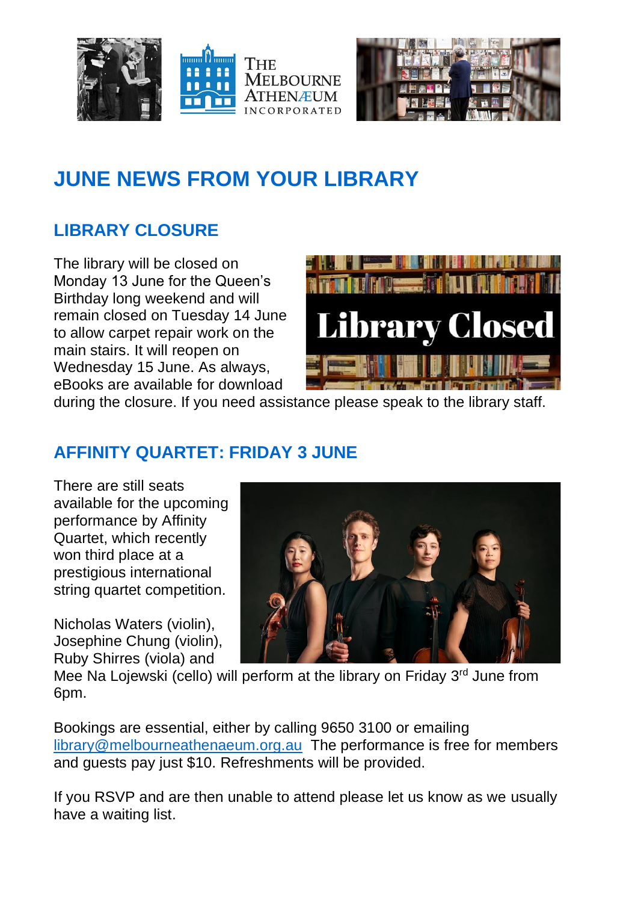# JUNE NEWS FROM YOUR LIBRARY

## LIBRARY CLOSURE

The library will be closed on Monday 13 June for the Queen's Birthday long weekend and will remain closed on Tuesday 14 June to allow carpet repair work on the main stairs. It will reopen on Wednesday 15 June. As always, eBooks are available for download during the closure. If you need assistance please speak to the library staff.

## AFFINITY QUARTET: FRIDAY 3 JUNE

There are still seats available for the upcoming performance by Affinity Quartet, which recently won third place at a prestigious international string quartet competition.

Nicholas Waters (violin), Josephine Chung (violin), Ruby Shirres (viola) and Mee Na Lojewski (cello) will perform at the library on Friday 3rd June from 6pm.

Bookings are essential, either by calling 9650 3100 or emailing library@melbourneathenaeum.org.au The performance is free for members and guests pay just $10. Refreshments will be provided.

If you RSVP and are then unable to attend please let us know as we usually have a waiting list.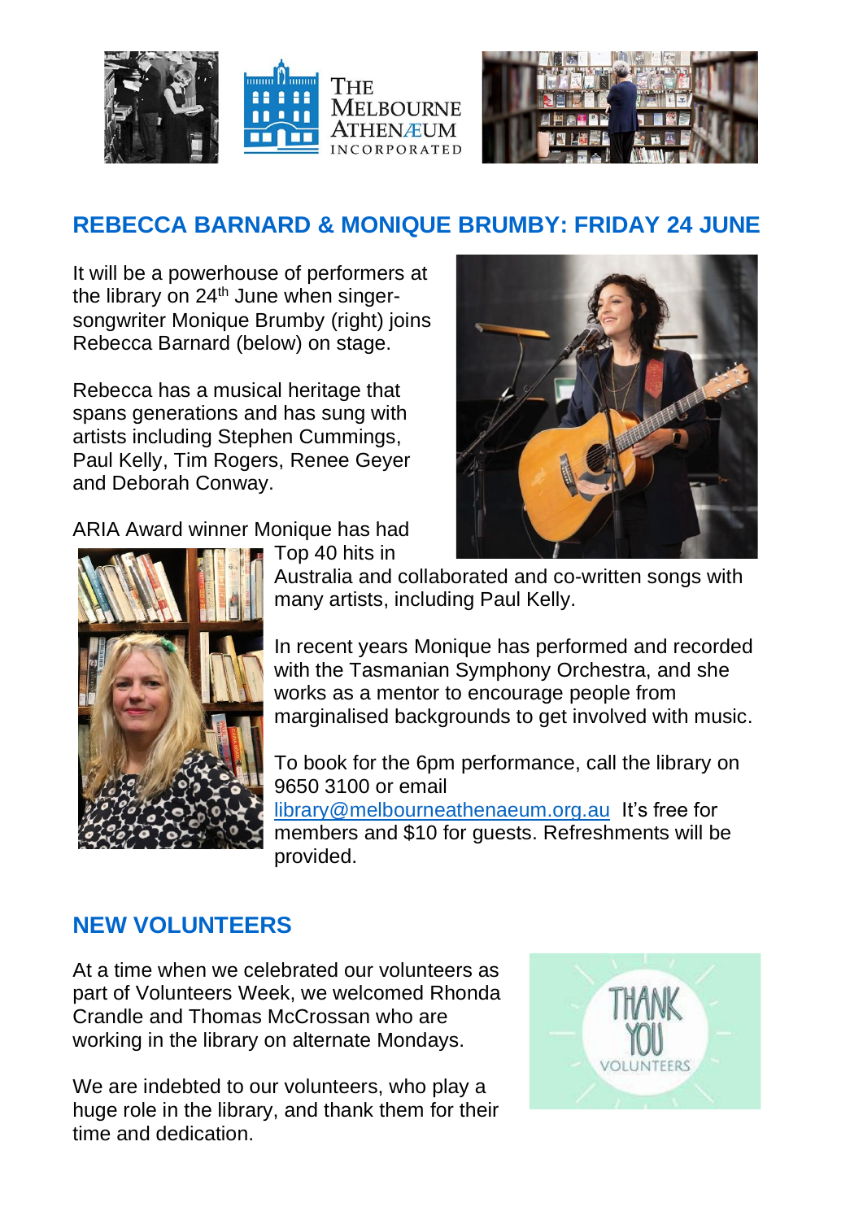## REBECCA BARNARD & MONIQUE BRUMBY: FRIDAY 24 JUNE

It will be a powerhouse of performers at the library on 24th June when singer-songwriter Monique Brumby (right) joins Rebecca Barnard (below) on stage.

Rebecca has a musical heritage that spans generations and has sung with artists including Stephen Cummings, Paul Kelly, Tim Rogers, Renee Geyer and Deborah Conway.

ARIA Award winner Monique has had Top 40 hits in Australia and collaborated and co-written songs with many artists, including Paul Kelly.

In recent years Monique has performed and recorded with the Tasmanian Symphony Orchestra, and she works as a mentor to encourage people from marginalised backgrounds to get involved with music.

To book for the 6pm performance, call the library on 9650 3100 or email library@melbourneathenaeum.org.au It's free for members and $10 for guests. Refreshments will be provided.

## NEW VOLUNTEERS

At a time when we celebrated our volunteers as part of Volunteers Week, we welcomed Rhonda Crandle and Thomas McCrossan who are working in the library on alternate Mondays.

We are indebted to our volunteers, who play a huge role in the library, and thank them for their time and dedication.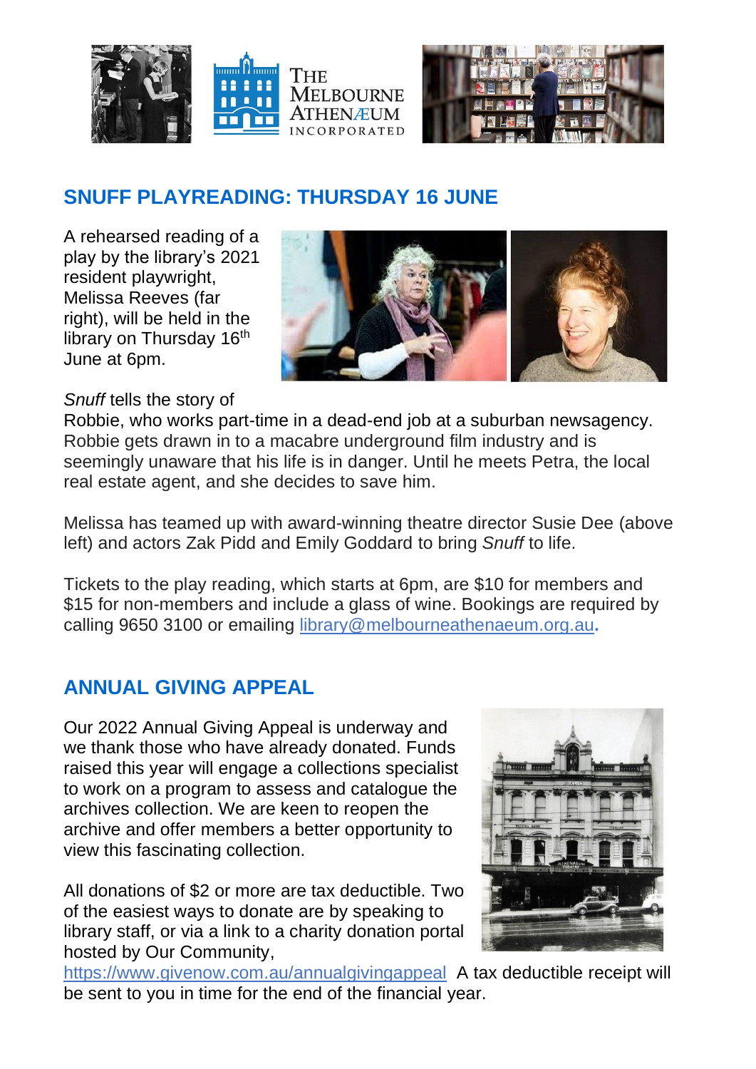## SNUFF PLAYREADING: THURSDAY 16 JUNE

A rehearsed reading of a play by the library's 2021 resident playwright, Melissa Reeves (far right), will be held in the library on Thursday 16th June at 6pm.

*Snuff* tells the story of Robbie, who works part-time in a dead-end job at a suburban newsagency. Robbie gets drawn in to a macabre underground film industry and is seemingly unaware that his life is in danger. Until he meets Petra, the local real estate agent, and she decides to save him.

Melissa has teamed up with award-winning theatre director Susie Dee (above left) and actors Zak Pidd and Emily Goddard to bring *Snuff* to life.

Tickets to the play reading, which starts at 6pm, are $10 for members and $15 for non-members and include a glass of wine. Bookings are required by calling 9650 3100 or emailing library@melbourneathenaeum.org.au.

## ANNUAL GIVING APPEAL

Our 2022 Annual Giving Appeal is underway and we thank those who have already donated. Funds raised this year will engage a collections specialist to work on a program to assess and catalogue the archives collection. We are keen to reopen the archive and offer members a better opportunity to view this fascinating collection.

All donations of $2 or more are tax deductible. Two of the easiest ways to donate are by speaking to library staff, or via a link to a charity donation portal hosted by Our Community, https://www.givenow.com.au/annualgivingappeal A tax deductible receipt will be sent to you in time for the end of the financial year.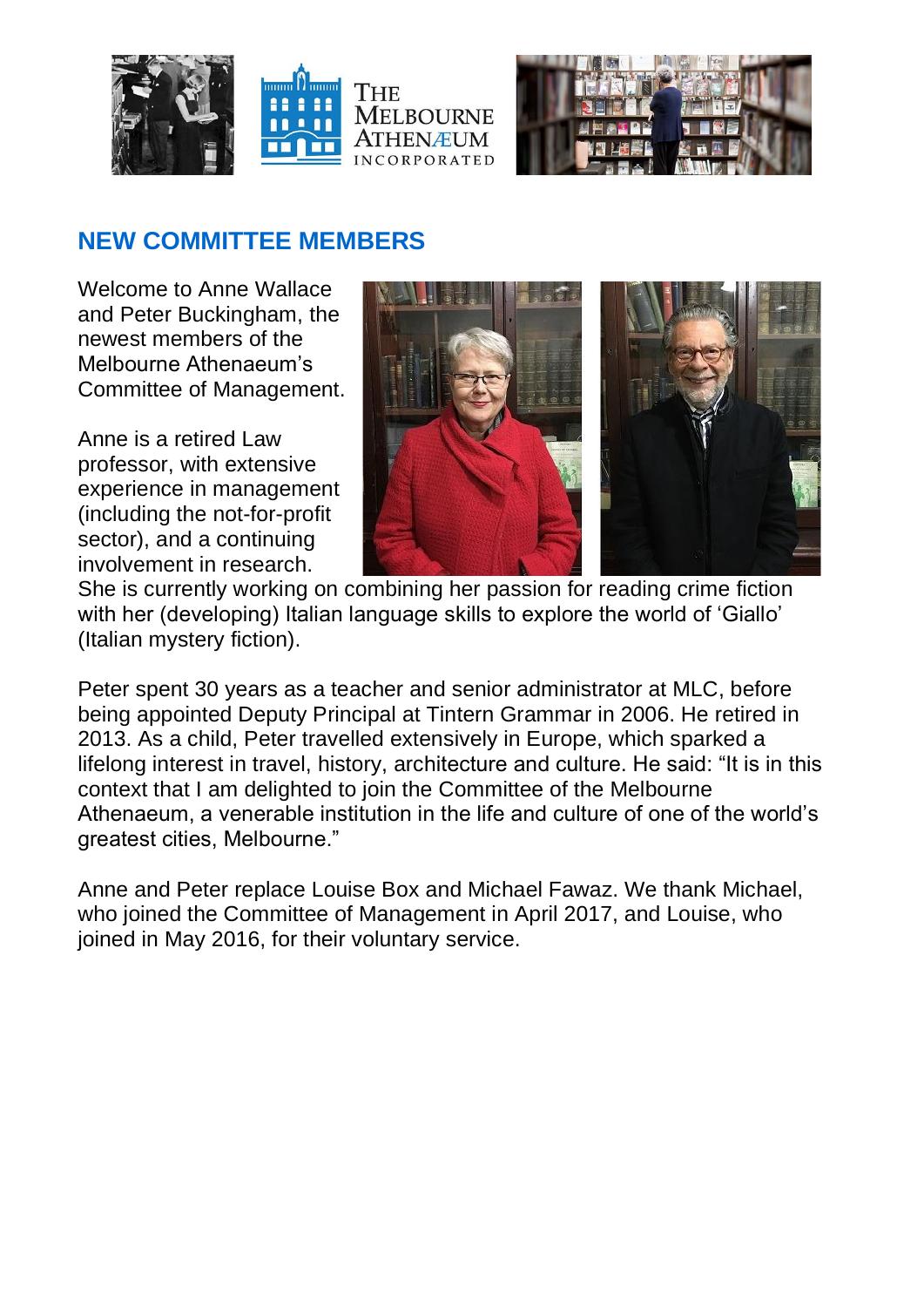## NEW COMMITTEE MEMBERS

Welcome to Anne Wallace and Peter Buckingham, the newest members of the Melbourne Athenaeum's Committee of Management.

Anne is a retired Law professor, with extensive experience in management (including the not-for-profit sector), and a continuing involvement in research. She is currently working on combining her passion for reading crime fiction with her (developing) Italian language skills to explore the world of 'Giallo' (Italian mystery fiction).

Peter spent 30 years as a teacher and senior administrator at MLC, before being appointed Deputy Principal at Tintern Grammar in 2006. He retired in 2013. As a child, Peter travelled extensively in Europe, which sparked a lifelong interest in travel, history, architecture and culture. He said: "It is in this context that I am delighted to join the Committee of the Melbourne Athenaeum, a venerable institution in the life and culture of one of the world's greatest cities, Melbourne."

Anne and Peter replace Louise Box and Michael Fawaz. We thank Michael, who joined the Committee of Management in April 2017, and Louise, who joined in May 2016, for their voluntary service.